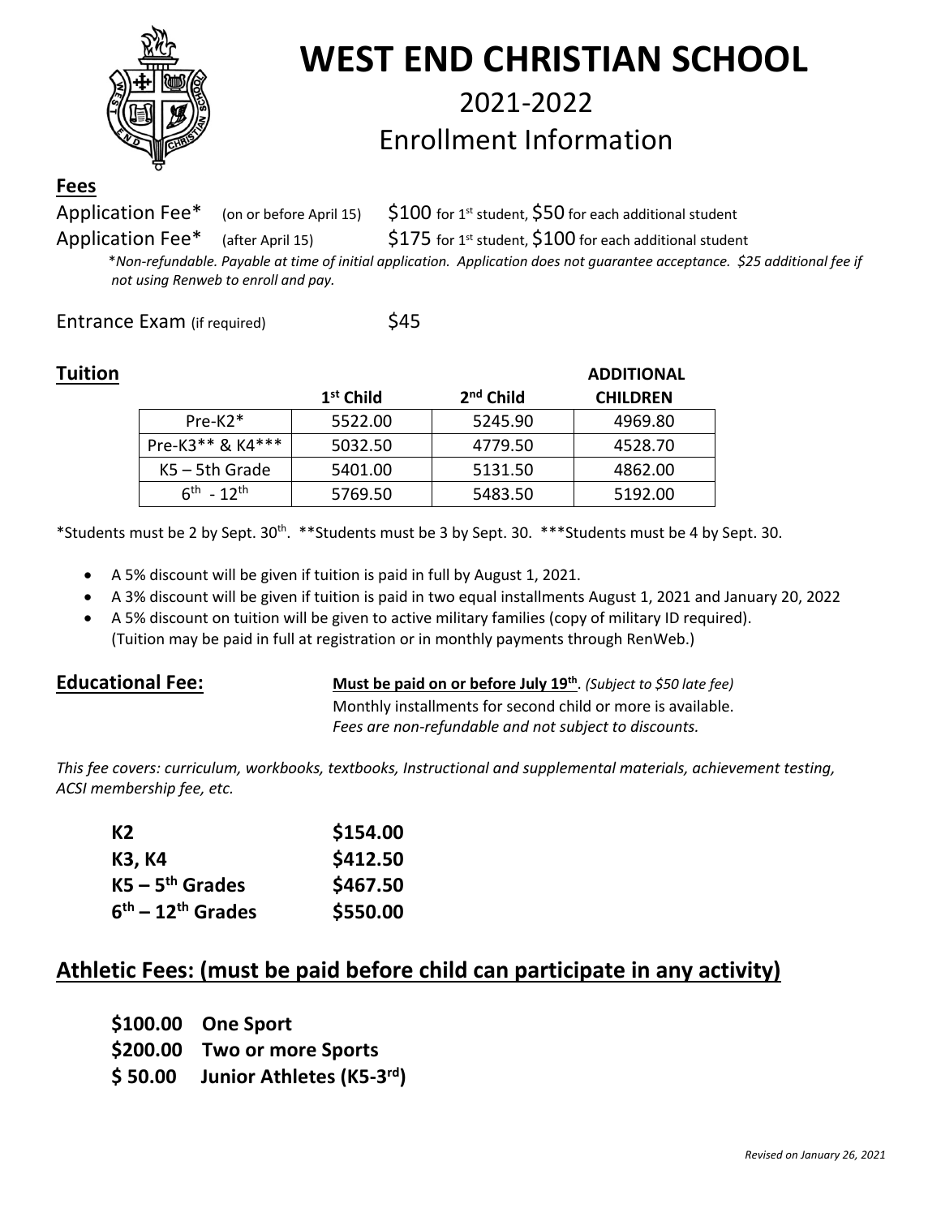# WEST END CHRISTIAN SCHOOL

## 2021-2022
## Enrollment Information

**Fees**

Application Fee* (on or before April 15) $100 for 1st student, $50 for each additional student

Application Fee* (after April 15) $175 for 1st student, $100 for each additional student

*Non-refundable. Payable at time of initial application. Application does not guarantee acceptance. $25 additional fee if not using Renweb to enroll and pay.*

Entrance Exam (if required) $45

**Tuition**

| | 1st Child | 2nd Child | ADDITIONAL CHILDREN |
|---|---|---|---|
| Pre-K2* | 5522.00 | 5245.90 | 4969.80 |
| Pre-K3** & K4*** | 5032.50 | 4779.50 | 4528.70 |
| K5 – 5th Grade | 5401.00 | 5131.50 | 4862.00 |
| 6th - 12th | 5769.50 | 5483.50 | 5192.00 |

*Students must be 2 by Sept. 30th. **Students must be 3 by Sept. 30. ***Students must be 4 by Sept. 30.

- A 5% discount will be given if tuition is paid in full by August 1, 2021.
- A 3% discount will be given if tuition is paid in two equal installments August 1, 2021 and January 20, 2022
- A 5% discount on tuition will be given to active military families (copy of military ID required). (Tuition may be paid in full at registration or in monthly payments through RenWeb.)

**Educational Fee:** **Must be paid on or before July 19th**. *(Subject to $50 late fee)*
Monthly installments for second child or more is available.
*Fees are non-refundable and not subject to discounts.*

*This fee covers: curriculum, workbooks, textbooks, Instructional and supplemental materials, achievement testing, ACSI membership fee, etc.*

| | |
|---|---|
| **K2** | **$154.00** |
| **K3, K4** | **$412.50** |
| **K5 – 5th Grades** | **$467.50** |
| **6th – 12th Grades** | **$550.00** |

## Athletic Fees: (must be paid before child can participate in any activity)

**$100.00 One Sport**
**$200.00 Two or more Sports**
**$ 50.00 Junior Athletes (K5-3rd)**

*Revised on January 26, 2021*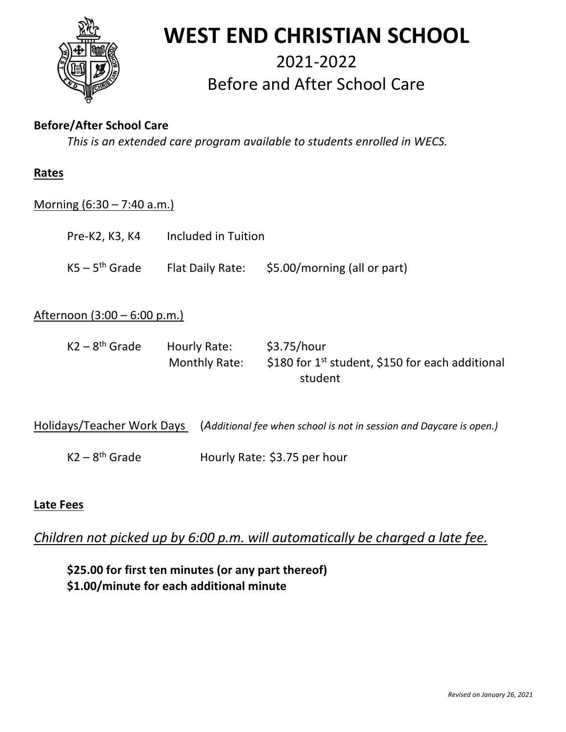# WEST END CHRISTIAN SCHOOL

## 2021-2022
## Before and After School Care

**Before/After School Care**

*This is an extended care program available to students enrolled in WECS.*

**Rates**

Morning (6:30 – 7:40 a.m.)

| | | |
|---|---|---|
| Pre-K2, K3, K4 | Included in Tuition | |
| K5 – 5th Grade | Flat Daily Rate: | $5.00/morning (all or part) |

Afternoon (3:00 – 6:00 p.m.)

| | | |
|---|---|---|
| K2 – 8th Grade | Hourly Rate: | $3.75/hour |
| | Monthly Rate: | $180 for 1st student, $150 for each additional student |

Holidays/Teacher Work Days (*Additional fee when school is not in session and Daycare is open.)*

K2 – 8th Grade Hourly Rate: $3.75 per hour

**Late Fees**

*Children not picked up by 6:00 p.m. will automatically be charged a late fee.*

**$25.00 for first ten minutes (or any part thereof)**
**$1.00/minute for each additional minute**

*Revised on January 26, 2021*